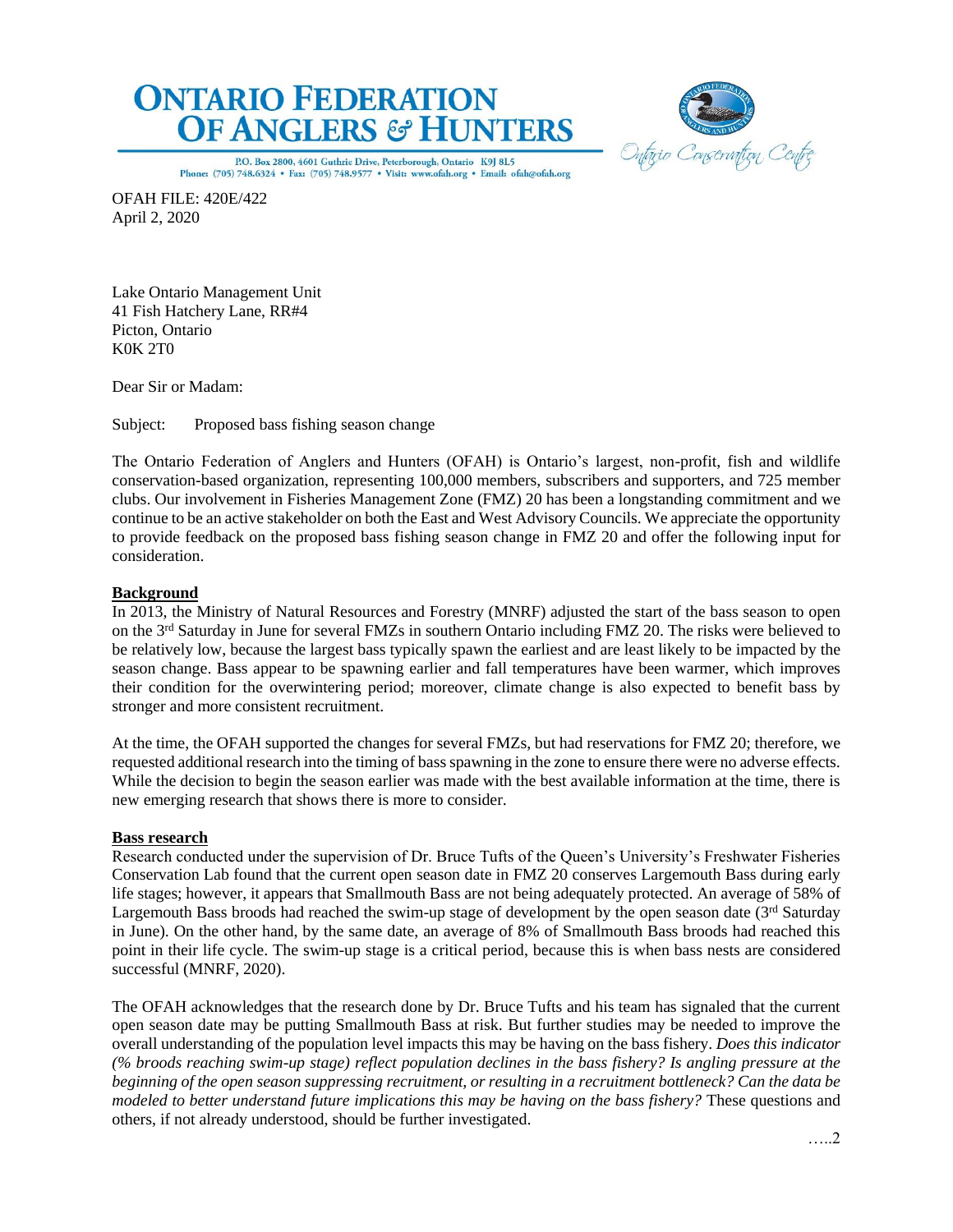# ONTARIO FEDERATION OF ANGLERS & HUNTERS

P.O. Box 2800, 4601 Guthrie Drive, Peterborough, Ontario K9J 8L5
Phone: (705) 748.6324 • Fax: (705) 748.9577 • Visit: www.ofah.org • Email: ofah@ofah.org

Ontario Conservation Centre

OFAH FILE: 420E/422
April 2, 2020

Lake Ontario Management Unit
41 Fish Hatchery Lane, RR#4
Picton, Ontario
K0K 2T0

Dear Sir or Madam:

Subject: Proposed bass fishing season change

The Ontario Federation of Anglers and Hunters (OFAH) is Ontario's largest, non-profit, fish and wildlife conservation-based organization, representing 100,000 members, subscribers and supporters, and 725 member clubs. Our involvement in Fisheries Management Zone (FMZ) 20 has been a longstanding commitment and we continue to be an active stakeholder on both the East and West Advisory Councils. We appreciate the opportunity to provide feedback on the proposed bass fishing season change in FMZ 20 and offer the following input for consideration.

**Background**

In 2013, the Ministry of Natural Resources and Forestry (MNRF) adjusted the start of the bass season to open on the 3rd Saturday in June for several FMZs in southern Ontario including FMZ 20. The risks were believed to be relatively low, because the largest bass typically spawn the earliest and are least likely to be impacted by the season change. Bass appear to be spawning earlier and fall temperatures have been warmer, which improves their condition for the overwintering period; moreover, climate change is also expected to benefit bass by stronger and more consistent recruitment.

At the time, the OFAH supported the changes for several FMZs, but had reservations for FMZ 20; therefore, we requested additional research into the timing of bass spawning in the zone to ensure there were no adverse effects. While the decision to begin the season earlier was made with the best available information at the time, there is new emerging research that shows there is more to consider.

**Bass research**

Research conducted under the supervision of Dr. Bruce Tufts of the Queen's University's Freshwater Fisheries Conservation Lab found that the current open season date in FMZ 20 conserves Largemouth Bass during early life stages; however, it appears that Smallmouth Bass are not being adequately protected. An average of 58% of Largemouth Bass broods had reached the swim-up stage of development by the open season date (3rd Saturday in June). On the other hand, by the same date, an average of 8% of Smallmouth Bass broods had reached this point in their life cycle. The swim-up stage is a critical period, because this is when bass nests are considered successful (MNRF, 2020).

The OFAH acknowledges that the research done by Dr. Bruce Tufts and his team has signaled that the current open season date may be putting Smallmouth Bass at risk. But further studies may be needed to improve the overall understanding of the population level impacts this may be having on the bass fishery. *Does this indicator (% broods reaching swim-up stage) reflect population declines in the bass fishery? Is angling pressure at the beginning of the open season suppressing recruitment, or resulting in a recruitment bottleneck? Can the data be modeled to better understand future implications this may be having on the bass fishery?* These questions and others, if not already understood, should be further investigated.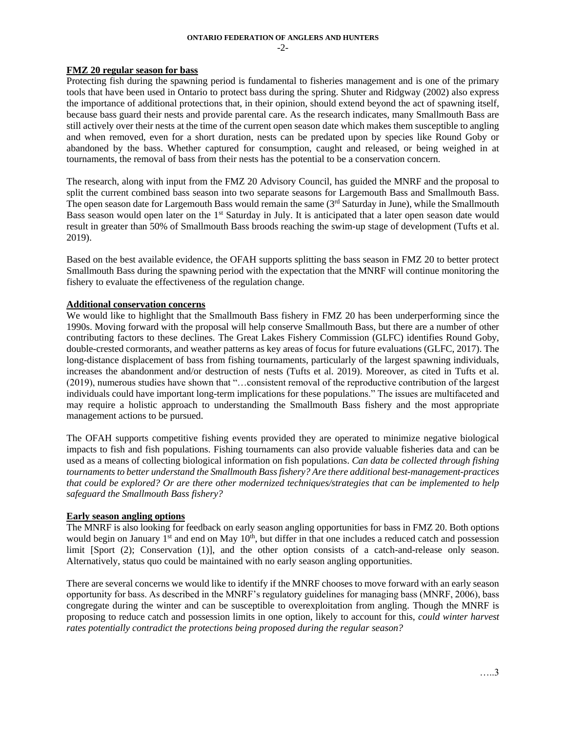**FMZ 20 regular season for bass**

Protecting fish during the spawning period is fundamental to fisheries management and is one of the primary tools that have been used in Ontario to protect bass during the spring. Shuter and Ridgway (2002) also express the importance of additional protections that, in their opinion, should extend beyond the act of spawning itself, because bass guard their nests and provide parental care. As the research indicates, many Smallmouth Bass are still actively over their nests at the time of the current open season date which makes them susceptible to angling and when removed, even for a short duration, nests can be predated upon by species like Round Goby or abandoned by the bass. Whether captured for consumption, caught and released, or being weighed in at tournaments, the removal of bass from their nests has the potential to be a conservation concern.

The research, along with input from the FMZ 20 Advisory Council, has guided the MNRF and the proposal to split the current combined bass season into two separate seasons for Largemouth Bass and Smallmouth Bass. The open season date for Largemouth Bass would remain the same (3rd Saturday in June), while the Smallmouth Bass season would open later on the 1st Saturday in July. It is anticipated that a later open season date would result in greater than 50% of Smallmouth Bass broods reaching the swim-up stage of development (Tufts et al. 2019).

Based on the best available evidence, the OFAH supports splitting the bass season in FMZ 20 to better protect Smallmouth Bass during the spawning period with the expectation that the MNRF will continue monitoring the fishery to evaluate the effectiveness of the regulation change.

**Additional conservation concerns**

We would like to highlight that the Smallmouth Bass fishery in FMZ 20 has been underperforming since the 1990s. Moving forward with the proposal will help conserve Smallmouth Bass, but there are a number of other contributing factors to these declines. The Great Lakes Fishery Commission (GLFC) identifies Round Goby, double-crested cormorants, and weather patterns as key areas of focus for future evaluations (GLFC, 2017). The long-distance displacement of bass from fishing tournaments, particularly of the largest spawning individuals, increases the abandonment and/or destruction of nests (Tufts et al. 2019). Moreover, as cited in Tufts et al. (2019), numerous studies have shown that "…consistent removal of the reproductive contribution of the largest individuals could have important long-term implications for these populations." The issues are multifaceted and may require a holistic approach to understanding the Smallmouth Bass fishery and the most appropriate management actions to be pursued.

The OFAH supports competitive fishing events provided they are operated to minimize negative biological impacts to fish and fish populations. Fishing tournaments can also provide valuable fisheries data and can be used as a means of collecting biological information on fish populations. *Can data be collected through fishing tournaments to better understand the Smallmouth Bass fishery? Are there additional best-management-practices that could be explored? Or are there other modernized techniques/strategies that can be implemented to help safeguard the Smallmouth Bass fishery?*

**Early season angling options**

The MNRF is also looking for feedback on early season angling opportunities for bass in FMZ 20. Both options would begin on January 1st and end on May 10th, but differ in that one includes a reduced catch and possession limit [Sport (2); Conservation (1)], and the other option consists of a catch-and-release only season. Alternatively, status quo could be maintained with no early season angling opportunities.

There are several concerns we would like to identify if the MNRF chooses to move forward with an early season opportunity for bass. As described in the MNRF's regulatory guidelines for managing bass (MNRF, 2006), bass congregate during the winter and can be susceptible to overexploitation from angling. Though the MNRF is proposing to reduce catch and possession limits in one option, likely to account for this, *could winter harvest rates potentially contradict the protections being proposed during the regular season?*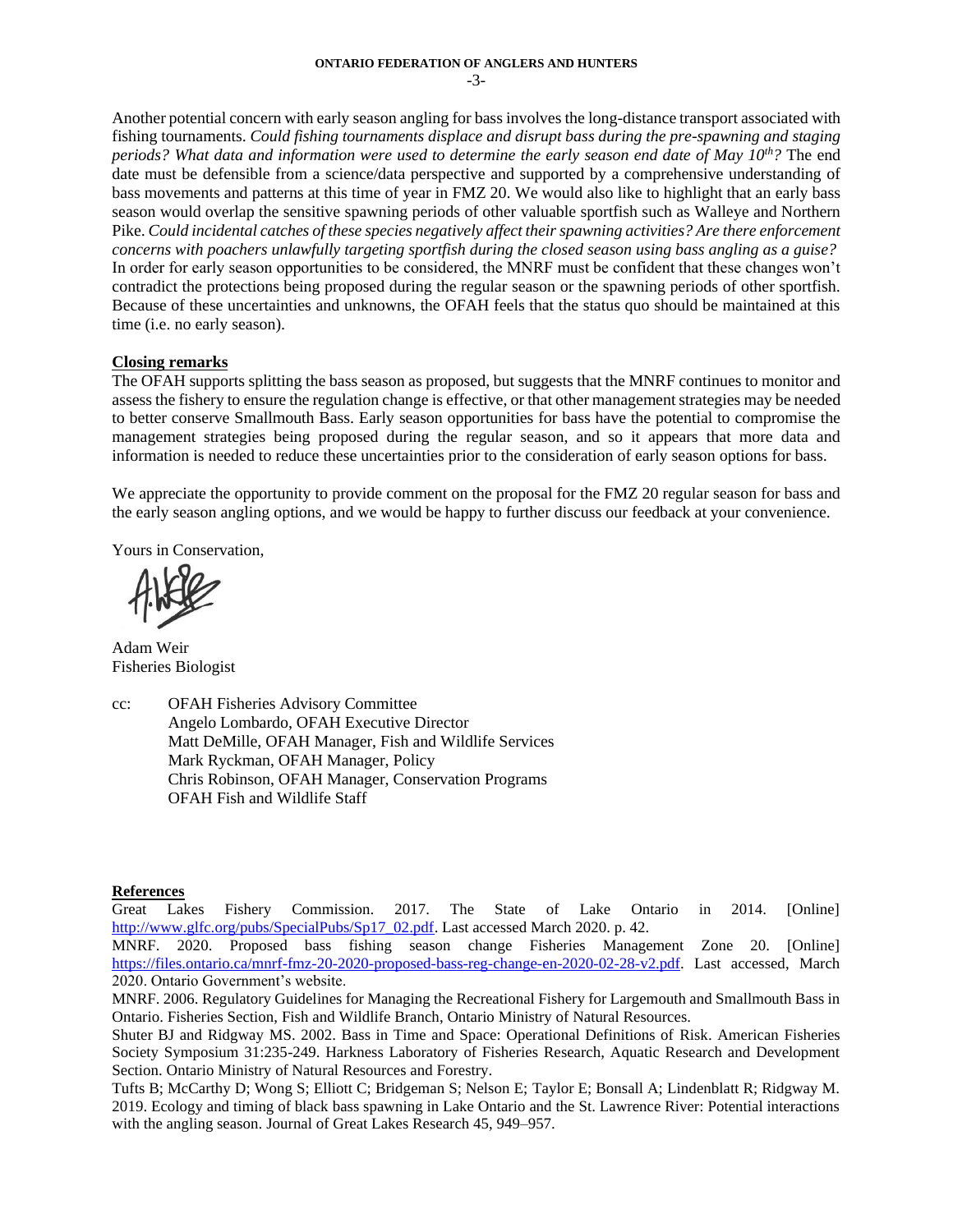Another potential concern with early season angling for bass involves the long-distance transport associated with fishing tournaments. *Could fishing tournaments displace and disrupt bass during the pre-spawning and staging periods? What data and information were used to determine the early season end date of May 10th?* The end date must be defensible from a science/data perspective and supported by a comprehensive understanding of bass movements and patterns at this time of year in FMZ 20. We would also like to highlight that an early bass season would overlap the sensitive spawning periods of other valuable sportfish such as Walleye and Northern Pike. *Could incidental catches of these species negatively affect their spawning activities? Are there enforcement concerns with poachers unlawfully targeting sportfish during the closed season using bass angling as a guise?* In order for early season opportunities to be considered, the MNRF must be confident that these changes won't contradict the protections being proposed during the regular season or the spawning periods of other sportfish. Because of these uncertainties and unknowns, the OFAH feels that the status quo should be maintained at this time (i.e. no early season).

**Closing remarks**

The OFAH supports splitting the bass season as proposed, but suggests that the MNRF continues to monitor and assess the fishery to ensure the regulation change is effective, or that other management strategies may be needed to better conserve Smallmouth Bass. Early season opportunities for bass have the potential to compromise the management strategies being proposed during the regular season, and so it appears that more data and information is needed to reduce these uncertainties prior to the consideration of early season options for bass.

We appreciate the opportunity to provide comment on the proposal for the FMZ 20 regular season for bass and the early season angling options, and we would be happy to further discuss our feedback at your convenience.

Yours in Conservation,

Adam Weir
Fisheries Biologist

cc: OFAH Fisheries Advisory Committee
Angelo Lombardo, OFAH Executive Director
Matt DeMille, OFAH Manager, Fish and Wildlife Services
Mark Ryckman, OFAH Manager, Policy
Chris Robinson, OFAH Manager, Conservation Programs
OFAH Fish and Wildlife Staff

**References**

Great Lakes Fishery Commission. 2017. The State of Lake Ontario in 2014. [Online] http://www.glfc.org/pubs/SpecialPubs/Sp17_02.pdf. Last accessed March 2020. p. 42.

MNRF. 2020. Proposed bass fishing season change Fisheries Management Zone 20. [Online] https://files.ontario.ca/mnrf-fmz-20-2020-proposed-bass-reg-change-en-2020-02-28-v2.pdf. Last accessed, March 2020. Ontario Government's website.

MNRF. 2006. Regulatory Guidelines for Managing the Recreational Fishery for Largemouth and Smallmouth Bass in Ontario. Fisheries Section, Fish and Wildlife Branch, Ontario Ministry of Natural Resources.

Shuter BJ and Ridgway MS. 2002. Bass in Time and Space: Operational Definitions of Risk. American Fisheries Society Symposium 31:235-249. Harkness Laboratory of Fisheries Research, Aquatic Research and Development Section. Ontario Ministry of Natural Resources and Forestry.

Tufts B; McCarthy D; Wong S; Elliott C; Bridgeman S; Nelson E; Taylor E; Bonsall A; Lindenblatt R; Ridgway M. 2019. Ecology and timing of black bass spawning in Lake Ontario and the St. Lawrence River: Potential interactions with the angling season. Journal of Great Lakes Research 45, 949–957.